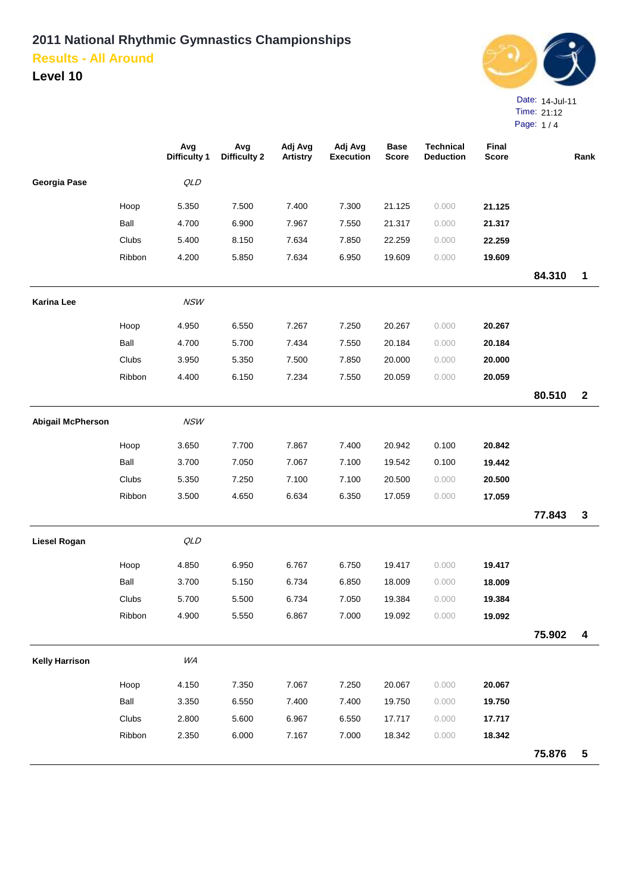# 2011 National Rhythmic Gymnastics Championships

## Results - All Around

### Level 10

Date: 14-Jul-11
Time: 21:12

| | | Avg Difficulty 1 | Avg Difficulty 2 | Adj Avg Artistry | Adj Avg Execution | Base Score | Technical Deduction | Final Score | | Rank |
|---|---|---|---|---|---|---|---|---|---|---|
| **Georgia Pase** | | *QLD* | | | | | | | | |
| | Hoop | 5.350 | 7.500 | 7.400 | 7.300 | 21.125 | 0.000 | **21.125** | | |
| | Ball | 4.700 | 6.900 | 7.967 | 7.550 | 21.317 | 0.000 | **21.317** | | |
| | Clubs | 5.400 | 8.150 | 7.634 | 7.850 | 22.259 | 0.000 | **22.259** | | |
| | Ribbon | 4.200 | 5.850 | 7.634 | 6.950 | 19.609 | 0.000 | **19.609** | | |
| | | | | | | | | | **84.310** | **1** |
| **Karina Lee** | | *NSW* | | | | | | | | |
| | Hoop | 4.950 | 6.550 | 7.267 | 7.250 | 20.267 | 0.000 | **20.267** | | |
| | Ball | 4.700 | 5.700 | 7.434 | 7.550 | 20.184 | 0.000 | **20.184** | | |
| | Clubs | 3.950 | 5.350 | 7.500 | 7.850 | 20.000 | 0.000 | **20.000** | | |
| | Ribbon | 4.400 | 6.150 | 7.234 | 7.550 | 20.059 | 0.000 | **20.059** | | |
| | | | | | | | | | **80.510** | **2** |
| **Abigail McPherson** | | *NSW* | | | | | | | | |
| | Hoop | 3.650 | 7.700 | 7.867 | 7.400 | 20.942 | 0.100 | **20.842** | | |
| | Ball | 3.700 | 7.050 | 7.067 | 7.100 | 19.542 | 0.100 | **19.442** | | |
| | Clubs | 5.350 | 7.250 | 7.100 | 7.100 | 20.500 | 0.000 | **20.500** | | |
| | Ribbon | 3.500 | 4.650 | 6.634 | 6.350 | 17.059 | 0.000 | **17.059** | | |
| | | | | | | | | | **77.843** | **3** |
| **Liesel Rogan** | | *QLD* | | | | | | | | |
| | Hoop | 4.850 | 6.950 | 6.767 | 6.750 | 19.417 | 0.000 | **19.417** | | |
| | Ball | 3.700 | 5.150 | 6.734 | 6.850 | 18.009 | 0.000 | **18.009** | | |
| | Clubs | 5.700 | 5.500 | 6.734 | 7.050 | 19.384 | 0.000 | **19.384** | | |
| | Ribbon | 4.900 | 5.550 | 6.867 | 7.000 | 19.092 | 0.000 | **19.092** | | |
| | | | | | | | | | **75.902** | **4** |
| **Kelly Harrison** | | *WA* | | | | | | | | |
| | Hoop | 4.150 | 7.350 | 7.067 | 7.250 | 20.067 | 0.000 | **20.067** | | |
| | Ball | 3.350 | 6.550 | 7.400 | 7.400 | 19.750 | 0.000 | **19.750** | | |
| | Clubs | 2.800 | 5.600 | 6.967 | 6.550 | 17.717 | 0.000 | **17.717** | | |
| | Ribbon | 2.350 | 6.000 | 7.167 | 7.000 | 18.342 | 0.000 | **18.342** | | |
| | | | | | | | | | **75.876** | **5** |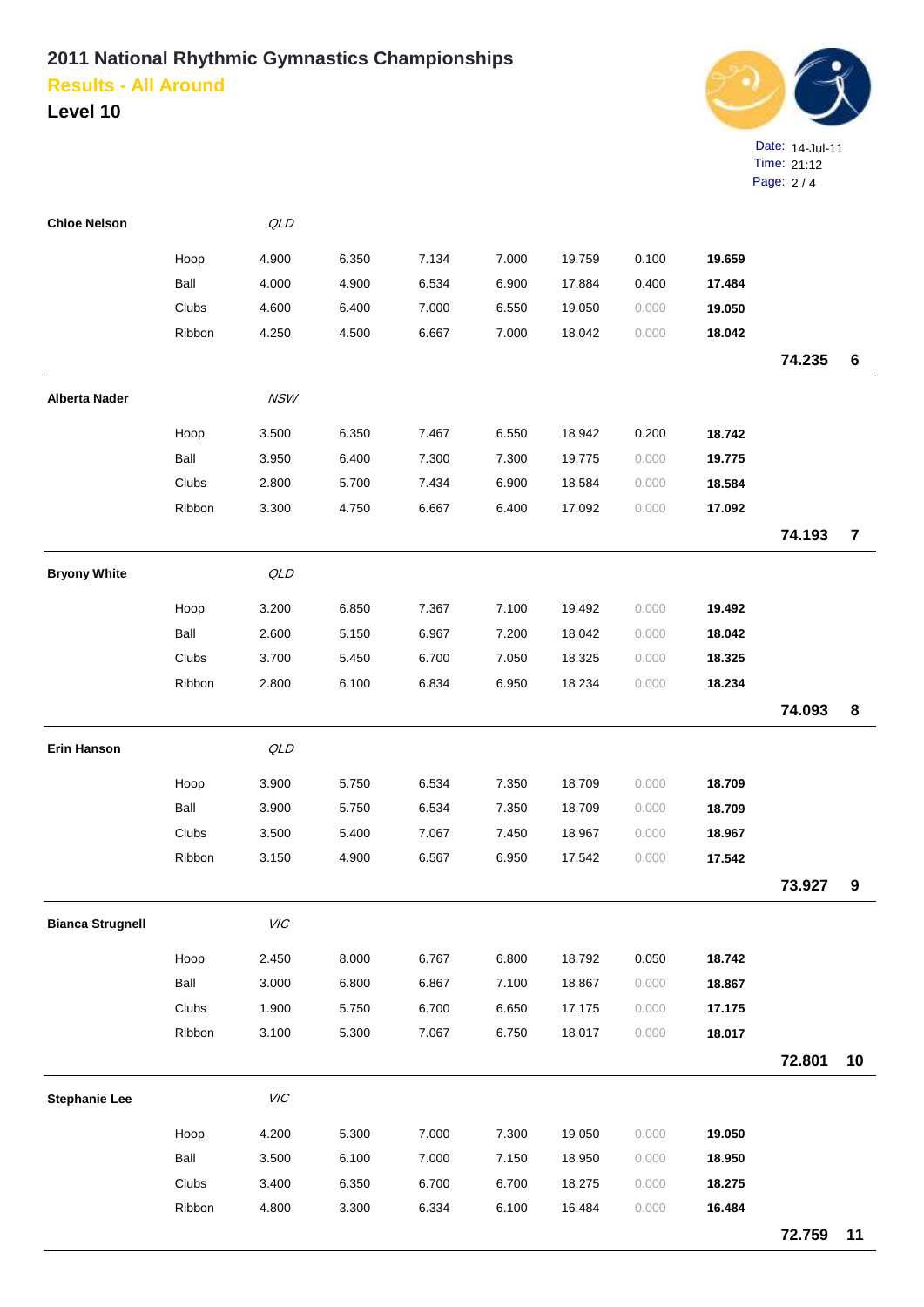# 2011 National Rhythmic Gymnastics Championships

## Results - All Around

## Level 10

Date: 14-Jul-11
Time: 21:12

| Name | Apparatus | State | | | | | | | Total | Rank |
|---|---|---|---|---|---|---|---|---|---|---|
| **Chloe Nelson** | | *QLD* | | | | | | | | |
| | Hoop | 4.900 | 6.350 | 7.134 | 7.000 | 19.759 | 0.100 | **19.659** | | |
| | Ball | 4.000 | 4.900 | 6.534 | 6.900 | 17.884 | 0.400 | **17.484** | | |
| | Clubs | 4.600 | 6.400 | 7.000 | 6.550 | 19.050 | 0.000 | **19.050** | | |
| | Ribbon | 4.250 | 4.500 | 6.667 | 7.000 | 18.042 | 0.000 | **18.042** | | |
| | | | | | | | | | **74.235** | **6** |
| **Alberta Nader** | | *NSW* | | | | | | | | |
| | Hoop | 3.500 | 6.350 | 7.467 | 6.550 | 18.942 | 0.200 | **18.742** | | |
| | Ball | 3.950 | 6.400 | 7.300 | 7.300 | 19.775 | 0.000 | **19.775** | | |
| | Clubs | 2.800 | 5.700 | 7.434 | 6.900 | 18.584 | 0.000 | **18.584** | | |
| | Ribbon | 3.300 | 4.750 | 6.667 | 6.400 | 17.092 | 0.000 | **17.092** | | |
| | | | | | | | | | **74.193** | **7** |
| **Bryony White** | | *QLD* | | | | | | | | |
| | Hoop | 3.200 | 6.850 | 7.367 | 7.100 | 19.492 | 0.000 | **19.492** | | |
| | Ball | 2.600 | 5.150 | 6.967 | 7.200 | 18.042 | 0.000 | **18.042** | | |
| | Clubs | 3.700 | 5.450 | 6.700 | 7.050 | 18.325 | 0.000 | **18.325** | | |
| | Ribbon | 2.800 | 6.100 | 6.834 | 6.950 | 18.234 | 0.000 | **18.234** | | |
| | | | | | | | | | **74.093** | **8** |
| **Erin Hanson** | | *QLD* | | | | | | | | |
| | Hoop | 3.900 | 5.750 | 6.534 | 7.350 | 18.709 | 0.000 | **18.709** | | |
| | Ball | 3.900 | 5.750 | 6.534 | 7.350 | 18.709 | 0.000 | **18.709** | | |
| | Clubs | 3.500 | 5.400 | 7.067 | 7.450 | 18.967 | 0.000 | **18.967** | | |
| | Ribbon | 3.150 | 4.900 | 6.567 | 6.950 | 17.542 | 0.000 | **17.542** | | |
| | | | | | | | | | **73.927** | **9** |
| **Bianca Strugnell** | | *VIC* | | | | | | | | |
| | Hoop | 2.450 | 8.000 | 6.767 | 6.800 | 18.792 | 0.050 | **18.742** | | |
| | Ball | 3.000 | 6.800 | 6.867 | 7.100 | 18.867 | 0.000 | **18.867** | | |
| | Clubs | 1.900 | 5.750 | 6.700 | 6.650 | 17.175 | 0.000 | **17.175** | | |
| | Ribbon | 3.100 | 5.300 | 7.067 | 6.750 | 18.017 | 0.000 | **18.017** | | |
| | | | | | | | | | **72.801** | **10** |
| **Stephanie Lee** | | *VIC* | | | | | | | | |
| | Hoop | 4.200 | 5.300 | 7.000 | 7.300 | 19.050 | 0.000 | **19.050** | | |
| | Ball | 3.500 | 6.100 | 7.000 | 7.150 | 18.950 | 0.000 | **18.950** | | |
| | Clubs | 3.400 | 6.350 | 6.700 | 6.700 | 18.275 | 0.000 | **18.275** | | |
| | Ribbon | 4.800 | 3.300 | 6.334 | 6.100 | 16.484 | 0.000 | **16.484** | | |
| | | | | | | | | | **72.759** | **11** |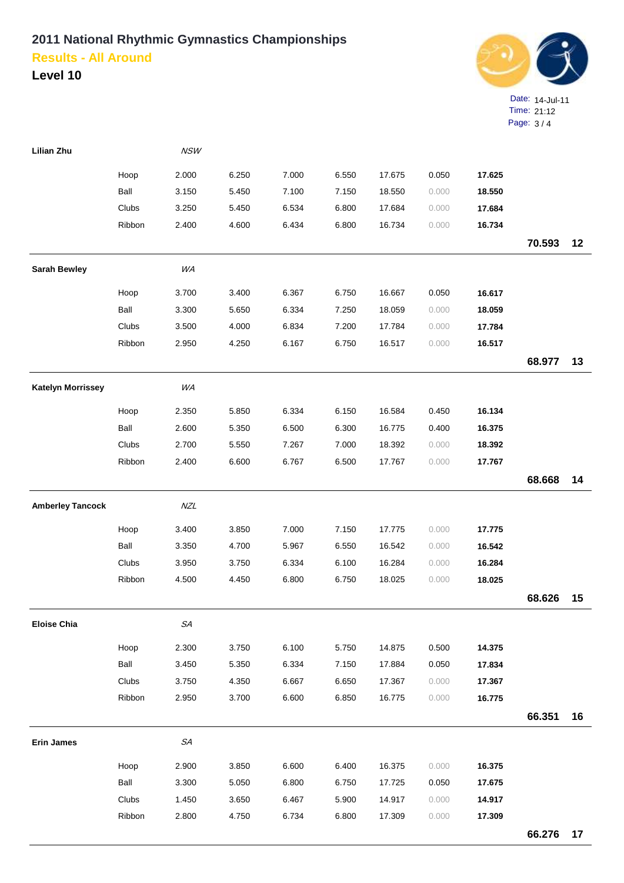# 2011 National Rhythmic Gymnastics Championships

## Results - All Around

### Level 10

Date: 14-Jul-11
Time: 21:12

| Name | Apparatus | State | | | | | | | Total | Rank |
|---|---|---|---|---|---|---|---|---|---|---|
| **Lilian Zhu** | | *NSW* | | | | | | | | |
| | Hoop | 2.000 | 6.250 | 7.000 | 6.550 | 17.675 | 0.050 | **17.625** | | |
| | Ball | 3.150 | 5.450 | 7.100 | 7.150 | 18.550 | 0.000 | **18.550** | | |
| | Clubs | 3.250 | 5.450 | 6.534 | 6.800 | 17.684 | 0.000 | **17.684** | | |
| | Ribbon | 2.400 | 4.600 | 6.434 | 6.800 | 16.734 | 0.000 | **16.734** | | |
| | | | | | | | | | **70.593** | **12** |
| **Sarah Bewley** | | *WA* | | | | | | | | |
| | Hoop | 3.700 | 3.400 | 6.367 | 6.750 | 16.667 | 0.050 | **16.617** | | |
| | Ball | 3.300 | 5.650 | 6.334 | 7.250 | 18.059 | 0.000 | **18.059** | | |
| | Clubs | 3.500 | 4.000 | 6.834 | 7.200 | 17.784 | 0.000 | **17.784** | | |
| | Ribbon | 2.950 | 4.250 | 6.167 | 6.750 | 16.517 | 0.000 | **16.517** | | |
| | | | | | | | | | **68.977** | **13** |
| **Katelyn Morrissey** | | *WA* | | | | | | | | |
| | Hoop | 2.350 | 5.850 | 6.334 | 6.150 | 16.584 | 0.450 | **16.134** | | |
| | Ball | 2.600 | 5.350 | 6.500 | 6.300 | 16.775 | 0.400 | **16.375** | | |
| | Clubs | 2.700 | 5.550 | 7.267 | 7.000 | 18.392 | 0.000 | **18.392** | | |
| | Ribbon | 2.400 | 6.600 | 6.767 | 6.500 | 17.767 | 0.000 | **17.767** | | |
| | | | | | | | | | **68.668** | **14** |
| **Amberley Tancock** | | *NZL* | | | | | | | | |
| | Hoop | 3.400 | 3.850 | 7.000 | 7.150 | 17.775 | 0.000 | **17.775** | | |
| | Ball | 3.350 | 4.700 | 5.967 | 6.550 | 16.542 | 0.000 | **16.542** | | |
| | Clubs | 3.950 | 3.750 | 6.334 | 6.100 | 16.284 | 0.000 | **16.284** | | |
| | Ribbon | 4.500 | 4.450 | 6.800 | 6.750 | 18.025 | 0.000 | **18.025** | | |
| | | | | | | | | | **68.626** | **15** |
| **Eloise Chia** | | *SA* | | | | | | | | |
| | Hoop | 2.300 | 3.750 | 6.100 | 5.750 | 14.875 | 0.500 | **14.375** | | |
| | Ball | 3.450 | 5.350 | 6.334 | 7.150 | 17.884 | 0.050 | **17.834** | | |
| | Clubs | 3.750 | 4.350 | 6.667 | 6.650 | 17.367 | 0.000 | **17.367** | | |
| | Ribbon | 2.950 | 3.700 | 6.600 | 6.850 | 16.775 | 0.000 | **16.775** | | |
| | | | | | | | | | **66.351** | **16** |
| **Erin James** | | *SA* | | | | | | | | |
| | Hoop | 2.900 | 3.850 | 6.600 | 6.400 | 16.375 | 0.000 | **16.375** | | |
| | Ball | 3.300 | 5.050 | 6.800 | 6.750 | 17.725 | 0.050 | **17.675** | | |
| | Clubs | 1.450 | 3.650 | 6.467 | 5.900 | 14.917 | 0.000 | **14.917** | | |
| | Ribbon | 2.800 | 4.750 | 6.734 | 6.800 | 17.309 | 0.000 | **17.309** | | |
| | | | | | | | | | **66.276** | **17** |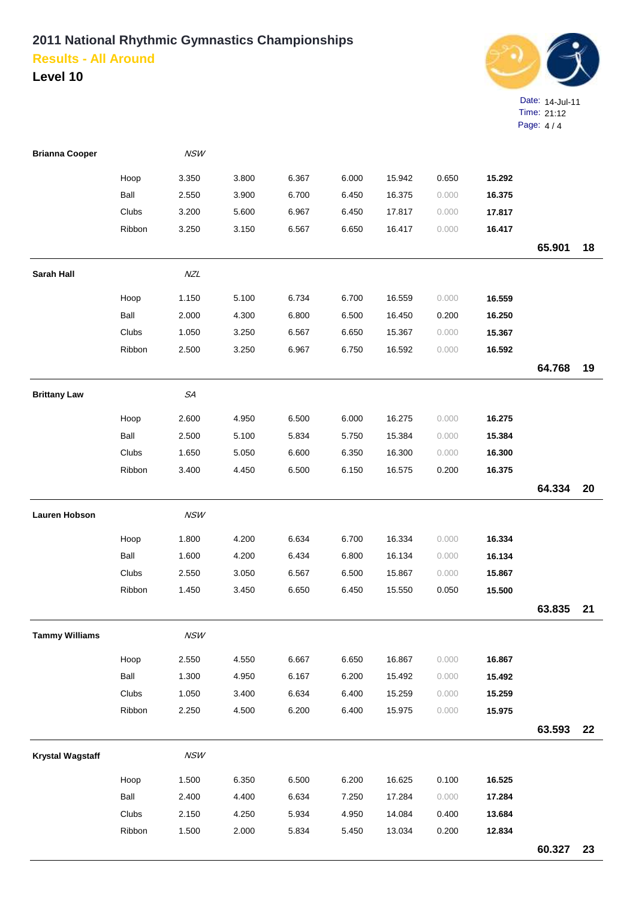# 2011 National Rhythmic Gymnastics Championships

## Results - All Around

### Level 10

| | | | | | | | | | | |
|---|---|---|---|---|---|---|---|---|---|---|
| **Brianna Cooper** | | *NSW* | | | | | | | | |
| | Hoop | 3.350 | 3.800 | 6.367 | 6.000 | 15.942 | 0.650 | **15.292** | | |
| | Ball | 2.550 | 3.900 | 6.700 | 6.450 | 16.375 | 0.000 | **16.375** | | |
| | Clubs | 3.200 | 5.600 | 6.967 | 6.450 | 17.817 | 0.000 | **17.817** | | |
| | Ribbon | 3.250 | 3.150 | 6.567 | 6.650 | 16.417 | 0.000 | **16.417** | | |
| | | | | | | | | | **65.901** | **18** |
| **Sarah Hall** | | *NZL* | | | | | | | | |
| | Hoop | 1.150 | 5.100 | 6.734 | 6.700 | 16.559 | 0.000 | **16.559** | | |
| | Ball | 2.000 | 4.300 | 6.800 | 6.500 | 16.450 | 0.200 | **16.250** | | |
| | Clubs | 1.050 | 3.250 | 6.567 | 6.650 | 15.367 | 0.000 | **15.367** | | |
| | Ribbon | 2.500 | 3.250 | 6.967 | 6.750 | 16.592 | 0.000 | **16.592** | | |
| | | | | | | | | | **64.768** | **19** |
| **Brittany Law** | | *SA* | | | | | | | | |
| | Hoop | 2.600 | 4.950 | 6.500 | 6.000 | 16.275 | 0.000 | **16.275** | | |
| | Ball | 2.500 | 5.100 | 5.834 | 5.750 | 15.384 | 0.000 | **15.384** | | |
| | Clubs | 1.650 | 5.050 | 6.600 | 6.350 | 16.300 | 0.000 | **16.300** | | |
| | Ribbon | 3.400 | 4.450 | 6.500 | 6.150 | 16.575 | 0.200 | **16.375** | | |
| | | | | | | | | | **64.334** | **20** |
| **Lauren Hobson** | | *NSW* | | | | | | | | |
| | Hoop | 1.800 | 4.200 | 6.634 | 6.700 | 16.334 | 0.000 | **16.334** | | |
| | Ball | 1.600 | 4.200 | 6.434 | 6.800 | 16.134 | 0.000 | **16.134** | | |
| | Clubs | 2.550 | 3.050 | 6.567 | 6.500 | 15.867 | 0.000 | **15.867** | | |
| | Ribbon | 1.450 | 3.450 | 6.650 | 6.450 | 15.550 | 0.050 | **15.500** | | |
| | | | | | | | | | **63.835** | **21** |
| **Tammy Williams** | | *NSW* | | | | | | | | |
| | Hoop | 2.550 | 4.550 | 6.667 | 6.650 | 16.867 | 0.000 | **16.867** | | |
| | Ball | 1.300 | 4.950 | 6.167 | 6.200 | 15.492 | 0.000 | **15.492** | | |
| | Clubs | 1.050 | 3.400 | 6.634 | 6.400 | 15.259 | 0.000 | **15.259** | | |
| | Ribbon | 2.250 | 4.500 | 6.200 | 6.400 | 15.975 | 0.000 | **15.975** | | |
| | | | | | | | | | **63.593** | **22** |
| **Krystal Wagstaff** | | *NSW* | | | | | | | | |
| | Hoop | 1.500 | 6.350 | 6.500 | 6.200 | 16.625 | 0.100 | **16.525** | | |
| | Ball | 2.400 | 4.400 | 6.634 | 7.250 | 17.284 | 0.000 | **17.284** | | |
| | Clubs | 2.150 | 4.250 | 5.934 | 4.950 | 14.084 | 0.400 | **13.684** | | |
| | Ribbon | 1.500 | 2.000 | 5.834 | 5.450 | 13.034 | 0.200 | **12.834** | | |
| | | | | | | | | | **60.327** | **23** |